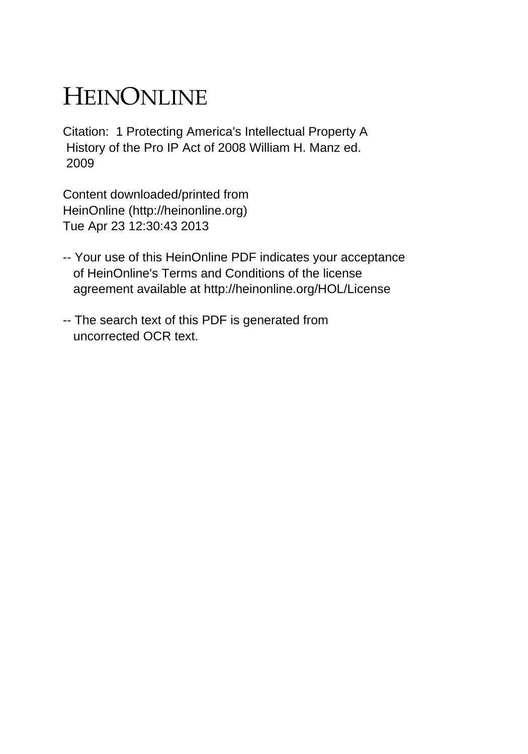# HEINONLINE

Citation: 1 Protecting America's Intellectual Property A History of the Pro IP Act of 2008 William H. Manz ed. 2009

Content downloaded/printed from
HeinOnline (http://heinonline.org)
Tue Apr 23 12:30:43 2013

-- Your use of this HeinOnline PDF indicates your acceptance of HeinOnline's Terms and Conditions of the license agreement available at http://heinonline.org/HOL/License

-- The search text of this PDF is generated from uncorrected OCR text.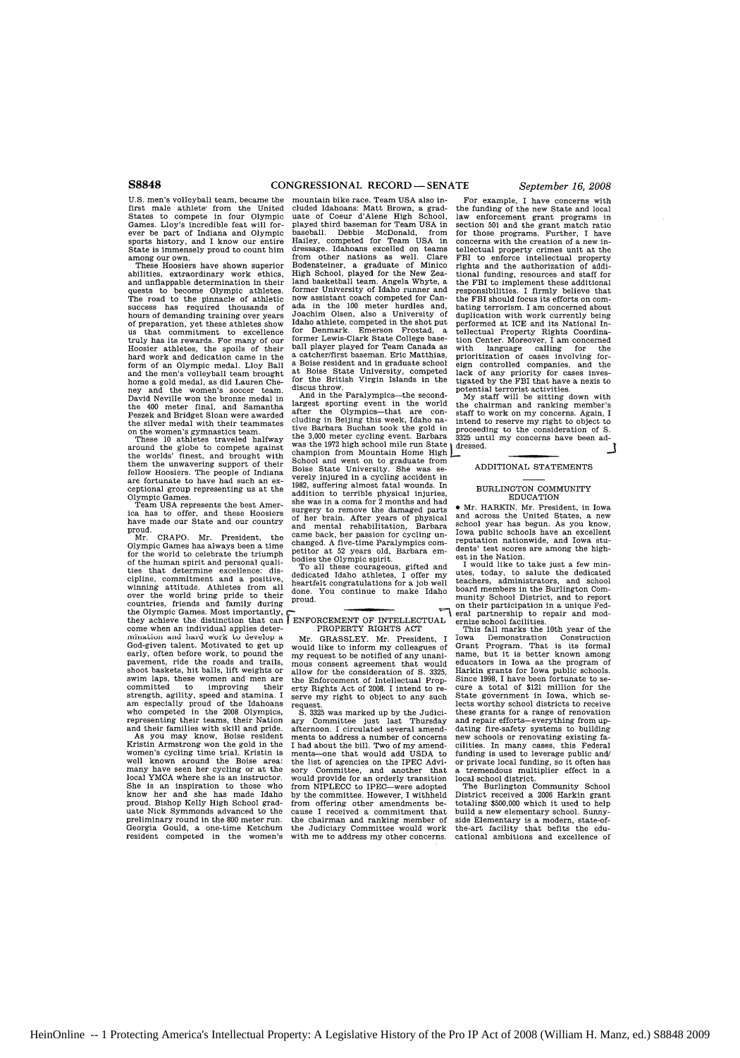U.S. men's volleyball team, became the first male athlete from the United States to compete in four Olympic Games. Lloy's incredible feat will forever be part of Indiana and Olympic sports history, and I know our entire State is immensely proud to count him among our own.

These Hoosiers have shown superior abilities, extraordinary work ethics, and unflappable determination in their quests to become Olympic athletes. The road to the pinnacle of athletic success has required thousands of hours of demanding training over years of preparation, yet these athletes show us that commitment to excellence truly has its rewards. For many of our Hoosier athletes, the spoils of their hard work and dedication came in the form of an Olympic medal. Lloy Ball and the men's volleyball team brought home a gold medal, as did Lauren Cheney and the women's soccer team. David Neville won the bronze medal in the 400 meter final, and Samantha Peszek and Bridget Sloan were awarded the silver medal with their teammates on the women's gymnastics team.

These 10 athletes traveled halfway around the globe to compete against the worlds' finest, and brought with them the unwavering support of their fellow Hoosiers. The people of Indiana are fortunate to have had such an exceptional group representing us at the Olympic Games.

Team USA represents the best America has to offer, and these Hoosiers have made our State and our country proud.

Mr. CRAPO. Mr. President, the Olympic Games has always been a time for the world to celebrate the triumph of the human spirit and personal qualities that determine excellence: discipline, commitment and a positive, winning attitude. Athletes from all over the world bring pride to their countries, friends and family during the Olympic Games. Most importantly, they achieve the distinction that can come when an individual applies determination and hard work to develop a God-given talent. Motivated to get up early, often before work, to pound the pavement, ride the roads and trails, shoot baskets, hit balls, lift weights or swim laps, these women and men are committed to improving their strength, agility, speed and stamina. I am especially proud of the Idahoans who competed in the 2008 Olympics, representing their teams, their Nation and their families with skill and pride.

As you may know, Boise resident Kristin Armstrong won the gold in the women's cycling time trial. Kristin is well known around the Boise area: many have seen her cycling or at the local YMCA where she is an instructor. She is an inspiration to those who know her and she has made Idaho proud. Bishop Kelly High School graduate Nick Symmonds advanced to the preliminary round in the 800 meter run. Georgia Gould, a one-time Ketchum resident competed in the women's mountain bike race. Team USA also included Idahoans: Matt Brown, a graduate of Coeur d'Alene High School, played third baseman for Team USA in baseball. Debbie McDonald, from Hailey, competed for Team USA in dressage. Idahoans excelled on teams from other nations as well. Clare Bodensteiner, a graduate of Minico High School, played for the New Zealand basketball team. Angela Whyte, a former University of Idaho runner and now assistant coach competed for Canada in the 100 meter hurdles and, Joachim Olsen, also a University of Idaho athlete, competed in the shot put for Denmark. Emerson Frostad, a former Lewis-Clark State College baseball player played for Team Canada as a catcher/first baseman. Eric Matthias, a Boise resident and in graduate school at Boise State University, competed for the British Virgin Islands in the discus throw.

And in the Paralympics—the second-largest sporting event in the world after the Olympics—that are concluding in Beijing this week, Idaho native Barbara Buchan took the gold in the 3,000 meter cycling event. Barbara was the 1972 high school mile run State champion from Mountain Home High School and went on to graduate from Boise State University. She was severely injured in a cycling accident in 1982, suffering almost fatal wounds. In addition to terrible physical injuries, she was in a coma for 2 months and had surgery to remove the damaged parts of her brain. After years of physical and mental rehabilitation, Barbara came back, her passion for cycling unchanged. A five-time Paralympics competitor at 52 years old, Barbara embodies the Olympic spirit.

To all these courageous, gifted and dedicated Idaho athletes, I offer my heartfelt congratulations for a job well done. You continue to make Idaho proud.

## ENFORCEMENT OF INTELLECTUAL PROPERTY RIGHTS ACT

Mr. GRASSLEY. Mr. President, I would like to inform my colleagues of my request to be notified of any unanimous consent agreement that would allow for the consideration of S. 3325, the Enforcement of Intellectual Property Rights Act of 2008. I intend to reserve my right to object to any such request.

S. 3325 was marked up by the Judiciary Committee just last Thursday afternoon. I circulated several amendments to address a number of concerns I had about the bill. Two of my amendments—one that would add USDA to the list of agencies on the IPEC Advisory Committee, and another that would provide for an orderly transition from NIPLECC to IPEC—were adopted by the committee. However, I withheld from offering other amendments because I received a commitment that the chairman and ranking member of the Judiciary Committee would work with me to address my other concerns.

For example, I have concerns with the funding of the new State and local law enforcement grant programs in section 501 and the grant match ratio for those programs. Further, I have concerns with the creation of a new intellectual property crimes unit at the FBI to enforce intellectual property rights and the authorization of additional funding, resources and staff for the FBI to implement these additional responsibilities. I firmly believe that the FBI should focus its efforts on combating terrorism. I am concerned about duplication with work currently being performed at ICE and its National Intellectual Property Rights Coordination Center. Moreover, I am concerned with language calling for the prioritization of cases involving foreign controlled companies, and the lack of any priority for cases investigated by the FBI that have a nexus to potential terrorist activities.

My staff will be sitting down with the chairman and ranking member's staff to work on my concerns. Again, I intend to reserve my right to object to proceeding to the consideration of S. 3325 until my concerns have been addressed.

## ADDITIONAL STATEMENTS

### BURLINGTON COMMUNITY EDUCATION

• Mr. HARKIN. Mr. President, in Iowa and across the United States, a new school year has begun. As you know, Iowa public schools have an excellent reputation nationwide, and Iowa students' test scores are among the highest in the Nation.

I would like to take just a few minutes, today, to salute the dedicated teachers, administrators, and school board members in the Burlington Community School District, and to report on their participation in a unique Federal partnership to repair and modernize school facilities.

This fall marks the 10th year of the Iowa Demonstration Construction Grant Program. That is its formal name, but it is better known among educators in Iowa as the program of Harkin grants for Iowa public schools. Since 1998, I have been fortunate to secure a total of $121 million for the State government in Iowa, which selects worthy school districts to receive these grants for a range of renovation and repair efforts—everything from updating fire-safety systems to building new schools or renovating existing facilities. In many cases, this Federal funding is used to leverage public and/or private local funding, so it often has a tremendous multiplier effect in a local school district.

The Burlington Community School District received a 2006 Harkin grant totaling $500,000 which it used to help build a new elementary school. Sunnyside Elementary is a modern, state-of-the-art facility that befits the educational ambitions and excellence of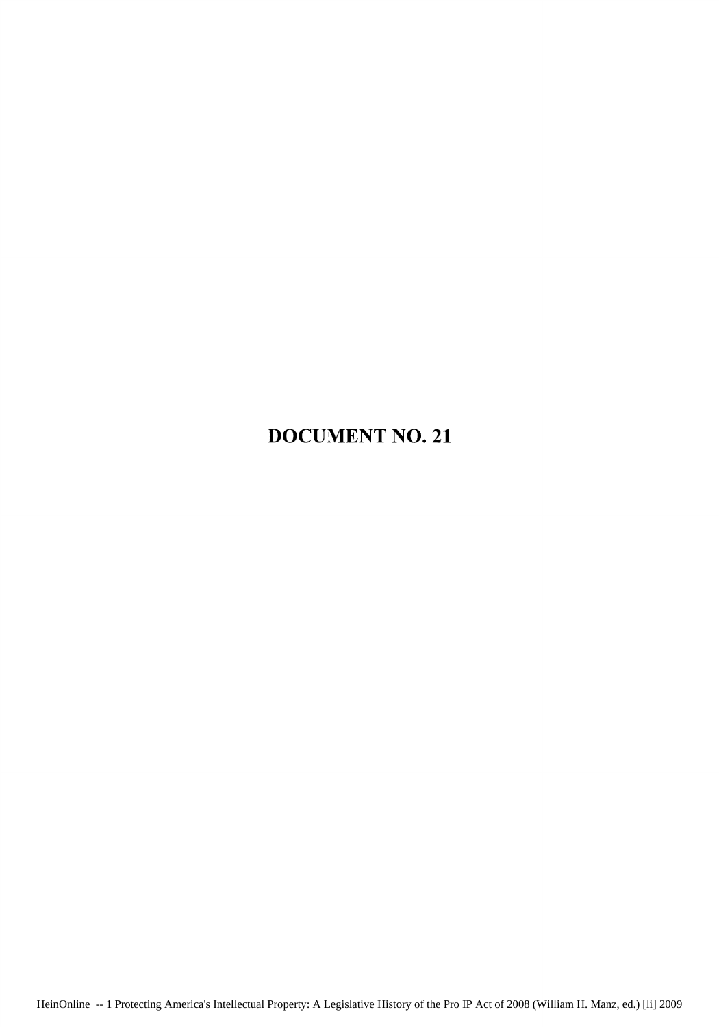# DOCUMENT NO. 21